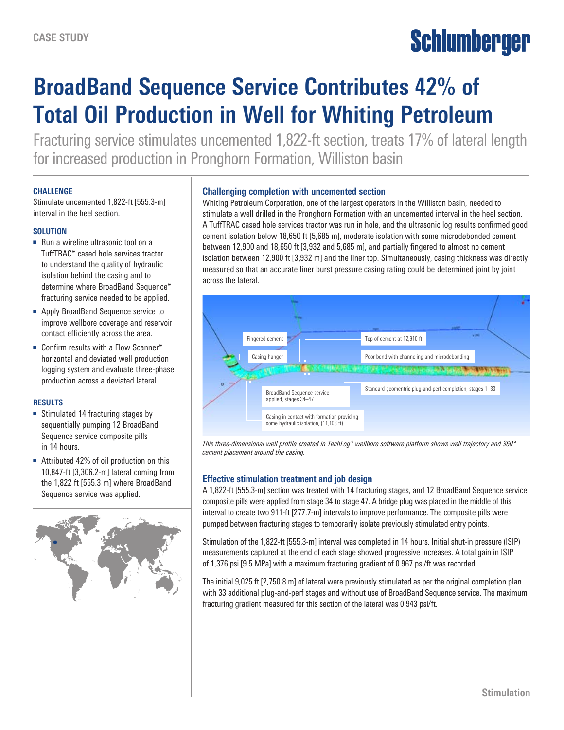CASE STUDY

# BroadBand Sequence Service Contributes 42% of Total Oil Production in Well for Whiting Petroleum

Fracturing service stimulates uncemented 1,822-ft section, treats 17% of lateral length for increased production in Pronghorn Formation, Williston basin

### CHALLENGE

Stimulate uncemented 1,822-ft [555.3-m] interval in the heel section.

### SOLUTION

- Run a wireline ultrasonic tool on a TuffTRAC* cased hole services tractor to understand the quality of hydraulic isolation behind the casing and to determine where BroadBand Sequence* fracturing service needed to be applied.
- Apply BroadBand Sequence service to improve wellbore coverage and reservoir contact efficiently across the area.
- Confirm results with a Flow Scanner* horizontal and deviated well production logging system and evaluate three-phase production across a deviated lateral.

### RESULTS

- Stimulated 14 fracturing stages by sequentially pumping 12 BroadBand Sequence service composite pills in 14 hours.
- Attributed 42% of oil production on this 10,847-ft [3,306.2-m] lateral coming from the 1,822 ft [555.3 m] where BroadBand Sequence service was applied.

## Challenging completion with uncemented section

Whiting Petroleum Corporation, one of the largest operators in the Williston basin, needed to stimulate a well drilled in the Pronghorn Formation with an uncemented interval in the heel section. A TuffTRAC cased hole services tractor was run in hole, and the ultrasonic log results confirmed good cement isolation below 18,650 ft [5,685 m], moderate isolation with some microdebonded cement between 12,900 and 18,650 ft [3,932 and 5,685 m], and partially fingered to almost no cement isolation between 12,900 ft [3,932 m] and the liner top. Simultaneously, casing thickness was directly measured so that an accurate liner burst pressure casing rating could be determined joint by joint across the lateral.

Fingered cement

Casing hanger

Top of cement at 12,910 ft

Poor bond with channeling and microdebonding

Standard geomentric plug-and-perf completion, stages 1–33

BroadBand Sequence service applied, stages 34–47

Casing in contact with formation providing some hydraulic isolation, (11,103 ft)

*This three-dimensional well profile created in TechLog* wellbore software platform shows well trajectory and 360° cement placement around the casing.*

## Effective stimulation treatment and job design

A 1,822-ft [555.3-m] section was treated with 14 fracturing stages, and 12 BroadBand Sequence service composite pills were applied from stage 34 to stage 47. A bridge plug was placed in the middle of this interval to create two 911-ft [277.7-m] intervals to improve performance. The composite pills were pumped between fracturing stages to temporarily isolate previously stimulated entry points.

Stimulation of the 1,822-ft [555.3-m] interval was completed in 14 hours. Initial shut-in pressure (ISIP) measurements captured at the end of each stage showed progressive increases. A total gain in ISIP of 1,376 psi [9.5 MPa] with a maximum fracturing gradient of 0.967 psi/ft was recorded.

The initial 9,025 ft [2,750.8 m] of lateral were previously stimulated as per the original completion plan with 33 additional plug-and-perf stages and without use of BroadBand Sequence service. The maximum fracturing gradient measured for this section of the lateral was 0.943 psi/ft.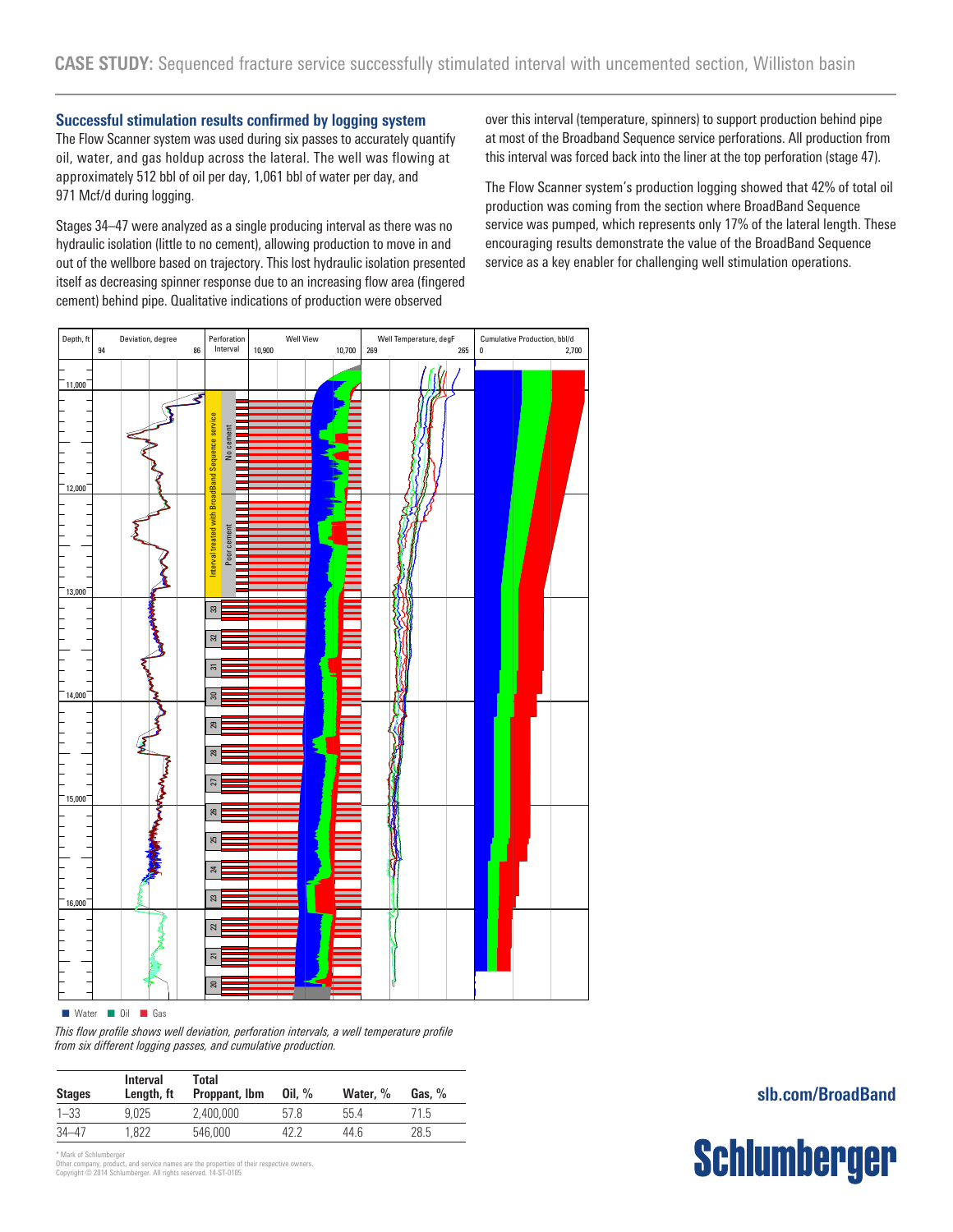## Successful stimulation results confirmed by logging system

The Flow Scanner system was used during six passes to accurately quantify oil, water, and gas holdup across the lateral. The well was flowing at approximately 512 bbl of oil per day, 1,061 bbl of water per day, and 971 Mcf/d during logging.

Stages 34–47 were analyzed as a single producing interval as there was no hydraulic isolation (little to no cement), allowing production to move in and out of the wellbore based on trajectory. This lost hydraulic isolation presented itself as decreasing spinner response due to an increasing flow area (fingered cement) behind pipe. Qualitative indications of production were observed over this interval (temperature, spinners) to support production behind pipe at most of the Broadband Sequence service perforations. All production from this interval was forced back into the liner at the top perforation (stage 47).

The Flow Scanner system's production logging showed that 42% of total oil production was coming from the section where BroadBand Sequence service was pumped, which represents only 17% of the lateral length. These encouraging results demonstrate the value of the BroadBand Sequence service as a key enabler for challenging well stimulation operations.

Depth, ft | Deviation, degree 94 86 | Perforation Interval | Well View 10,900 10,700 | Well Temperature, degF 269 265 | Cumulative Production, bbl/d 0 2,700

11,000
12,000
13,000
14,000
15,000
16,000

Interval treated with BroadBand Sequence service
No cement
Poor cement

33 32 31 30 29 28 27 26 25 24 23 22 21 20

Water Oil Gas

*This flow profile shows well deviation, perforation intervals, a well temperature profile from six different logging passes, and cumulative production.*

| Stages | Interval Length, ft | Total Proppant, lbm | Oil, % | Water, % | Gas, % |
|---|---|---|---|---|---|
| 1–33 | 9,025 | 2,400,000 | 57.8 | 55.4 | 71.5 |
| 34–47 | 1,822 | 546,000 | 42.2 | 44.6 | 28.5 |

slb.com/BroadBand

Schlumberger

\* Mark of Schlumberger
Other company, product, and service names are the properties of their respective owners.
Copyright © 2014 Schlumberger. All rights reserved. 14-ST-0105